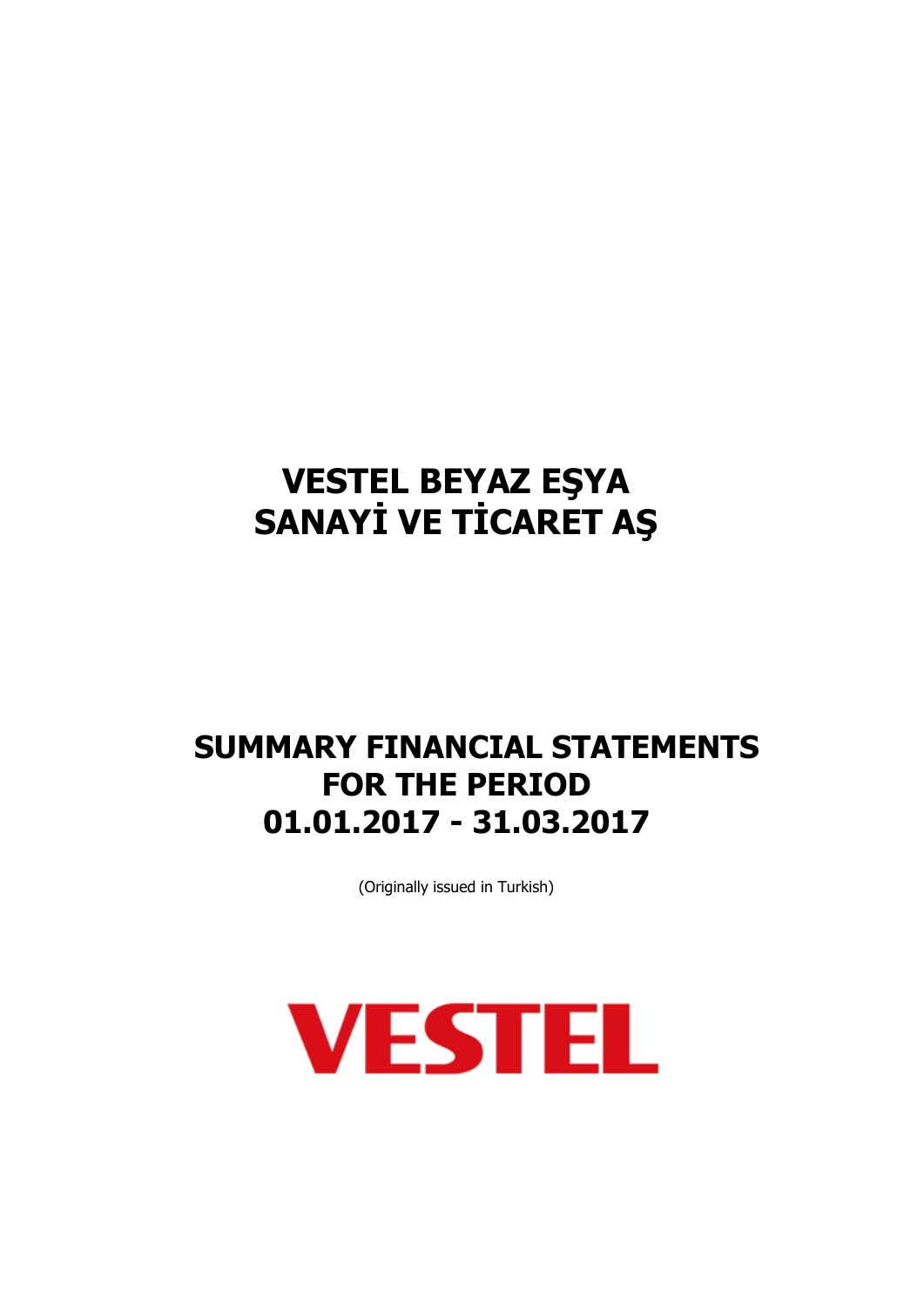# VESTEL BEYAZ EŞYA SANAYİ VE TİCARET AŞ

# SUMMARY FINANCIAL STATEMENTS FOR THE PERIOD 01.01.2017 - 31.03.2017

(Originally issued in Turkish)

VESTEL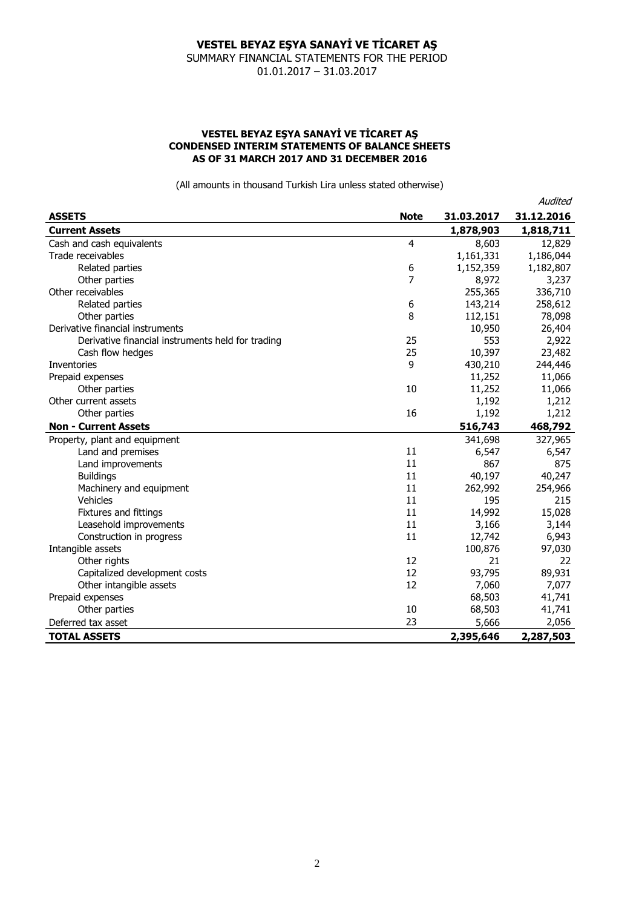# VESTEL BEYAZ EŞYA SANAYİ VE TİCARET AŞ

SUMMARY FINANCIAL STATEMENTS FOR THE PERIOD

01.01.2017 – 31.03.2017

## VESTEL BEYAZ EŞYA SANAYİ VE TİCARET AŞ
## CONDENSED INTERIM STATEMENTS OF BALANCE SHEETS
## AS OF 31 MARCH 2017 AND 31 DECEMBER 2016

(All amounts in thousand Turkish Lira unless stated otherwise)

| ASSETS | Note | 31.03.2017 | *Audited* 31.12.2016 |
|---|---|---|---|
| **Current Assets** | | **1,878,903** | **1,818,711** |
| Cash and cash equivalents | 4 | 8,603 | 12,829 |
| Trade receivables | | 1,161,331 | 1,186,044 |
| Related parties | 6 | 1,152,359 | 1,182,807 |
| Other parties | 7 | 8,972 | 3,237 |
| Other receivables | | 255,365 | 336,710 |
| Related parties | 6 | 143,214 | 258,612 |
| Other parties | 8 | 112,151 | 78,098 |
| Derivative financial instruments | | 10,950 | 26,404 |
| Derivative financial instruments held for trading | 25 | 553 | 2,922 |
| Cash flow hedges | 25 | 10,397 | 23,482 |
| Inventories | 9 | 430,210 | 244,446 |
| Prepaid expenses | | 11,252 | 11,066 |
| Other parties | 10 | 11,252 | 11,066 |
| Other current assets | | 1,192 | 1,212 |
| Other parties | 16 | 1,192 | 1,212 |
| **Non - Current Assets** | | **516,743** | **468,792** |
| Property, plant and equipment | | 341,698 | 327,965 |
| Land and premises | 11 | 6,547 | 6,547 |
| Land improvements | 11 | 867 | 875 |
| Buildings | 11 | 40,197 | 40,247 |
| Machinery and equipment | 11 | 262,992 | 254,966 |
| Vehicles | 11 | 195 | 215 |
| Fixtures and fittings | 11 | 14,992 | 15,028 |
| Leasehold improvements | 11 | 3,166 | 3,144 |
| Construction in progress | 11 | 12,742 | 6,943 |
| Intangible assets | | 100,876 | 97,030 |
| Other rights | 12 | 21 | 22 |
| Capitalized development costs | 12 | 93,795 | 89,931 |
| Other intangible assets | 12 | 7,060 | 7,077 |
| Prepaid expenses | | 68,503 | 41,741 |
| Other parties | 10 | 68,503 | 41,741 |
| Deferred tax asset | 23 | 5,666 | 2,056 |
| **TOTAL ASSETS** | | **2,395,646** | **2,287,503** |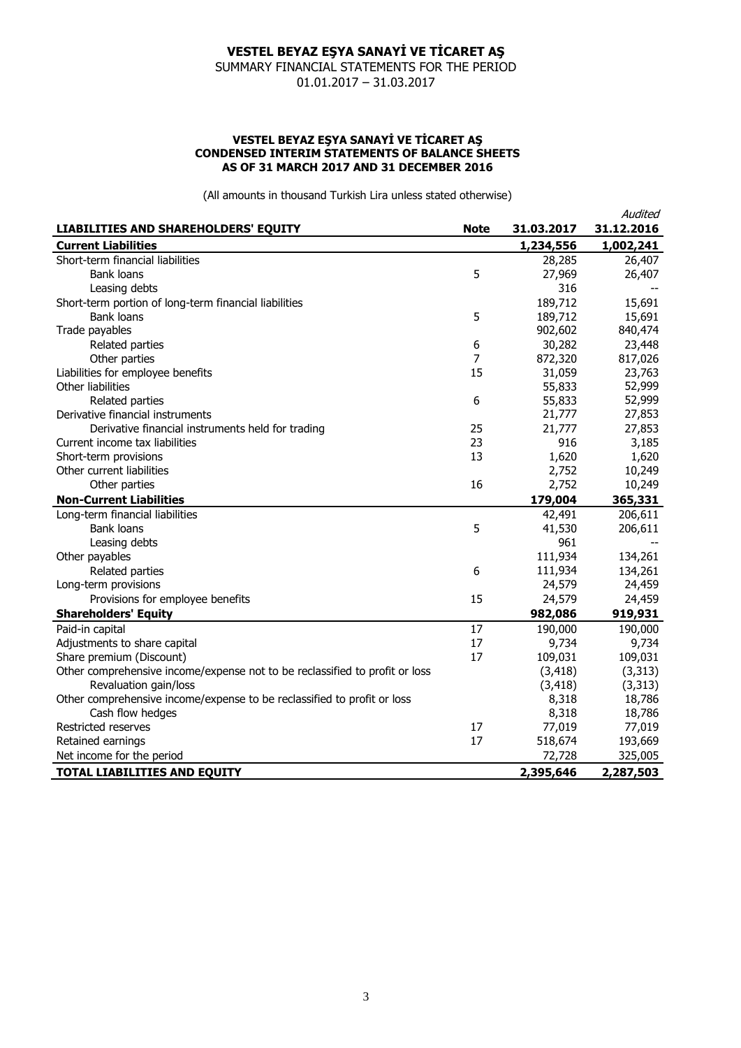# VESTEL BEYAZ EŞYA SANAYİ VE TİCARET AŞ

SUMMARY FINANCIAL STATEMENTS FOR THE PERIOD
01.01.2017 – 31.03.2017

## VESTEL BEYAZ EŞYA SANAYİ VE TİCARET AŞ
## CONDENSED INTERIM STATEMENTS OF BALANCE SHEETS
## AS OF 31 MARCH 2017 AND 31 DECEMBER 2016

(All amounts in thousand Turkish Lira unless stated otherwise)

| LIABILITIES AND SHAREHOLDERS' EQUITY | Note | 31.03.2017 | *Audited* 31.12.2016 |
|---|---|---|---|
| **Current Liabilities** | | **1,234,556** | **1,002,241** |
| Short-term financial liabilities | | 28,285 | 26,407 |
| Bank loans | 5 | 27,969 | 26,407 |
| Leasing debts | | 316 | -- |
| Short-term portion of long-term financial liabilities | | 189,712 | 15,691 |
| Bank loans | 5 | 189,712 | 15,691 |
| Trade payables | | 902,602 | 840,474 |
| Related parties | 6 | 30,282 | 23,448 |
| Other parties | 7 | 872,320 | 817,026 |
| Liabilities for employee benefits | 15 | 31,059 | 23,763 |
| Other liabilities | | 55,833 | 52,999 |
| Related parties | 6 | 55,833 | 52,999 |
| Derivative financial instruments | | 21,777 | 27,853 |
| Derivative financial instruments held for trading | 25 | 21,777 | 27,853 |
| Current income tax liabilities | 23 | 916 | 3,185 |
| Short-term provisions | 13 | 1,620 | 1,620 |
| Other current liabilities | | 2,752 | 10,249 |
| Other parties | 16 | 2,752 | 10,249 |
| **Non-Current Liabilities** | | **179,004** | **365,331** |
| Long-term financial liabilities | | 42,491 | 206,611 |
| Bank loans | 5 | 41,530 | 206,611 |
| Leasing debts | | 961 | -- |
| Other payables | | 111,934 | 134,261 |
| Related parties | 6 | 111,934 | 134,261 |
| Long-term provisions | | 24,579 | 24,459 |
| Provisions for employee benefits | 15 | 24,579 | 24,459 |
| **Shareholders' Equity** | | **982,086** | **919,931** |
| Paid-in capital | 17 | 190,000 | 190,000 |
| Adjustments to share capital | 17 | 9,734 | 9,734 |
| Share premium (Discount) | 17 | 109,031 | 109,031 |
| Other comprehensive income/expense not to be reclassified to profit or loss | | (3,418) | (3,313) |
| Revaluation gain/loss | | (3,418) | (3,313) |
| Other comprehensive income/expense to be reclassified to profit or loss | | 8,318 | 18,786 |
| Cash flow hedges | | 8,318 | 18,786 |
| Restricted reserves | 17 | 77,019 | 77,019 |
| Retained earnings | 17 | 518,674 | 193,669 |
| Net income for the period | | 72,728 | 325,005 |
| **TOTAL LIABILITIES AND EQUITY** | | **2,395,646** | **2,287,503** |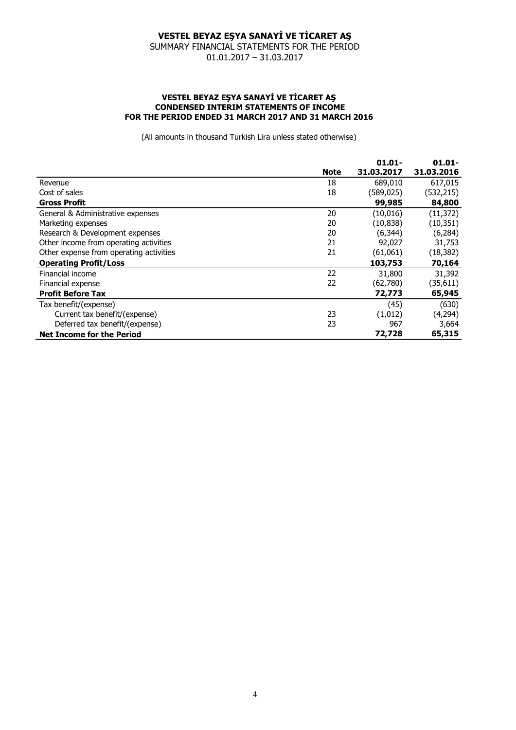# VESTEL BEYAZ EŞYA SANAYİ VE TİCARET AŞ

SUMMARY FINANCIAL STATEMENTS FOR THE PERIOD
01.01.2017 – 31.03.2017

**VESTEL BEYAZ EŞYA SANAYİ VE TİCARET AŞ**
**CONDENSED INTERIM STATEMENTS OF INCOME**
**FOR THE PERIOD ENDED 31 MARCH 2017 AND 31 MARCH 2016**

(All amounts in thousand Turkish Lira unless stated otherwise)

| | **Note** | **01.01-31.03.2017** | **01.01-31.03.2016** |
|---|---|---|---|
| Revenue | 18 | 689,010 | 617,015 |
| Cost of sales | 18 | (589,025) | (532,215) |
| **Gross Profit** | | **99,985** | **84,800** |
| General & Administrative expenses | 20 | (10,016) | (11,372) |
| Marketing expenses | 20 | (10,838) | (10,351) |
| Research & Development expenses | 20 | (6,344) | (6,284) |
| Other income from operating activities | 21 | 92,027 | 31,753 |
| Other expense from operating activities | 21 | (61,061) | (18,382) |
| **Operating Profit/Loss** | | **103,753** | **70,164** |
| Financial income | 22 | 31,800 | 31,392 |
| Financial expense | 22 | (62,780) | (35,611) |
| **Profit Before Tax** | | **72,773** | **65,945** |
| Tax benefit/(expense) | | (45) | (630) |
| Current tax benefit/(expense) | 23 | (1,012) | (4,294) |
| Deferred tax benefit/(expense) | 23 | 967 | 3,664 |
| **Net Income for the Period** | | **72,728** | **65,315** |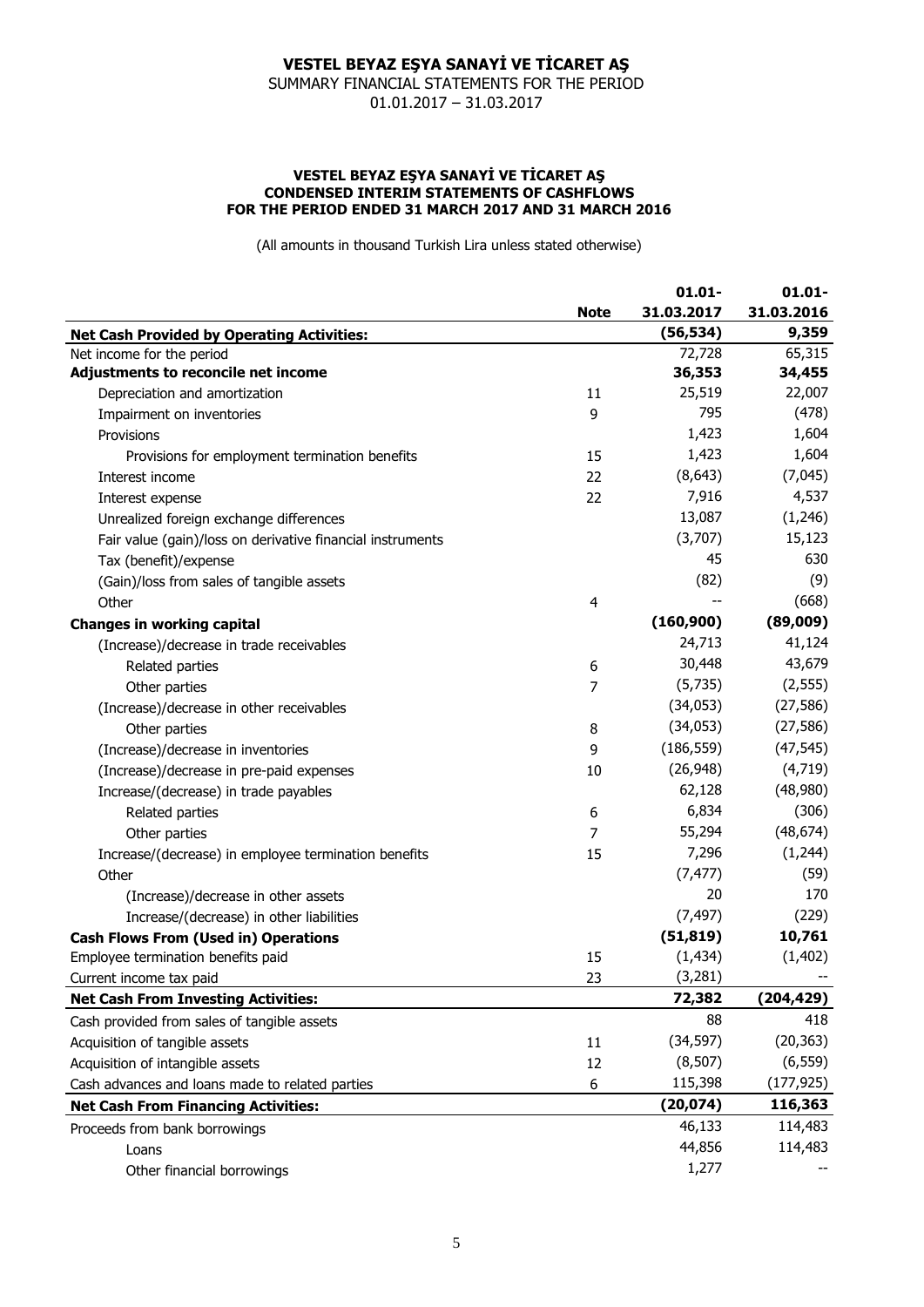# VESTEL BEYAZ EŞYA SANAYİ VE TİCARET AŞ

SUMMARY FINANCIAL STATEMENTS FOR THE PERIOD
01.01.2017 – 31.03.2017

**VESTEL BEYAZ EŞYA SANAYİ VE TİCARET AŞ**
**CONDENSED INTERIM STATEMENTS OF CASHFLOWS**
**FOR THE PERIOD ENDED 31 MARCH 2017 AND 31 MARCH 2016**

(All amounts in thousand Turkish Lira unless stated otherwise)

| | Note | 01.01-31.03.2017 | 01.01-31.03.2016 |
|---|---|---|---|
| **Net Cash Provided by Operating Activities:** | | **(56,534)** | **9,359** |
| Net income for the period | | 72,728 | 65,315 |
| **Adjustments to reconcile net income** | | **36,353** | **34,455** |
| Depreciation and amortization | 11 | 25,519 | 22,007 |
| Impairment on inventories | 9 | 795 | (478) |
| Provisions | | 1,423 | 1,604 |
| Provisions for employment termination benefits | 15 | 1,423 | 1,604 |
| Interest income | 22 | (8,643) | (7,045) |
| Interest expense | 22 | 7,916 | 4,537 |
| Unrealized foreign exchange differences | | 13,087 | (1,246) |
| Fair value (gain)/loss on derivative financial instruments | | (3,707) | 15,123 |
| Tax (benefit)/expense | | 45 | 630 |
| (Gain)/loss from sales of tangible assets | | (82) | (9) |
| Other | 4 | -- | (668) |
| **Changes in working capital** | | **(160,900)** | **(89,009)** |
| (Increase)/decrease in trade receivables | | 24,713 | 41,124 |
| Related parties | 6 | 30,448 | 43,679 |
| Other parties | 7 | (5,735) | (2,555) |
| (Increase)/decrease in other receivables | | (34,053) | (27,586) |
| Other parties | 8 | (34,053) | (27,586) |
| (Increase)/decrease in inventories | 9 | (186,559) | (47,545) |
| (Increase)/decrease in pre-paid expenses | 10 | (26,948) | (4,719) |
| Increase/(decrease) in trade payables | | 62,128 | (48,980) |
| Related parties | 6 | 6,834 | (306) |
| Other parties | 7 | 55,294 | (48,674) |
| Increase/(decrease) in employee termination benefits | 15 | 7,296 | (1,244) |
| Other | | (7,477) | (59) |
| (Increase)/decrease in other assets | | 20 | 170 |
| Increase/(decrease) in other liabilities | | (7,497) | (229) |
| **Cash Flows From (Used in) Operations** | | **(51,819)** | **10,761** |
| Employee termination benefits paid | 15 | (1,434) | (1,402) |
| Current income tax paid | 23 | (3,281) | -- |
| **Net Cash From Investing Activities:** | | **72,382** | **(204,429)** |
| Cash provided from sales of tangible assets | | 88 | 418 |
| Acquisition of tangible assets | 11 | (34,597) | (20,363) |
| Acquisition of intangible assets | 12 | (8,507) | (6,559) |
| Cash advances and loans made to related parties | 6 | 115,398 | (177,925) |
| **Net Cash From Financing Activities:** | | **(20,074)** | **116,363** |
| Proceeds from bank borrowings | | 46,133 | 114,483 |
| Loans | | 44,856 | 114,483 |
| Other financial borrowings | | 1,277 | -- |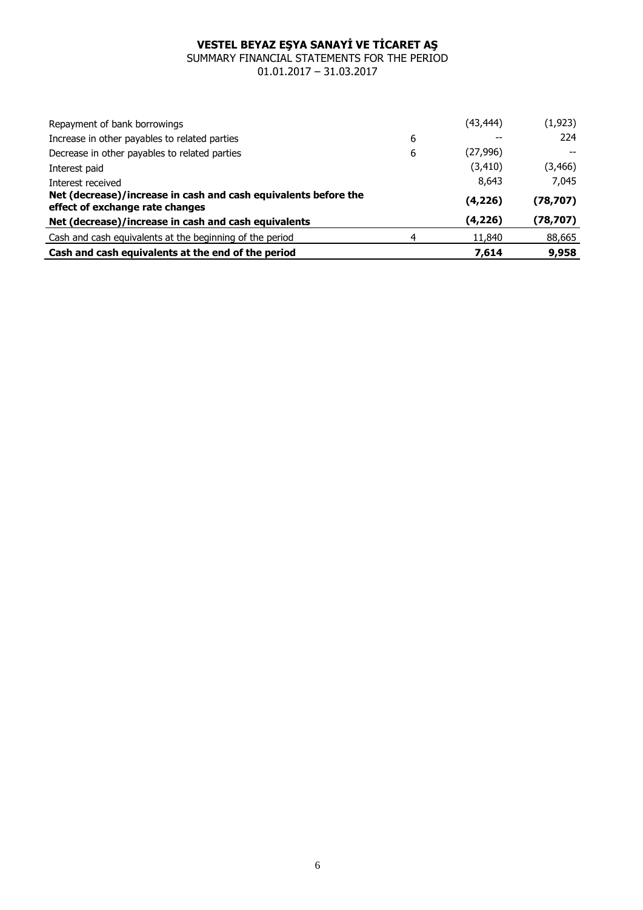# VESTEL BEYAZ EŞYA SANAYİ VE TİCARET AŞ

SUMMARY FINANCIAL STATEMENTS FOR THE PERIOD

01.01.2017 – 31.03.2017

| | | | |
|---|---|---|---|
| Repayment of bank borrowings | | (43,444) | (1,923) |
| Increase in other payables to related parties | 6 | -- | 224 |
| Decrease in other payables to related parties | 6 | (27,996) | -- |
| Interest paid | | (3,410) | (3,466) |
| Interest received | | 8,643 | 7,045 |
| **Net (decrease)/increase in cash and cash equivalents before the effect of exchange rate changes** | | **(4,226)** | **(78,707)** |
| **Net (decrease)/increase in cash and cash equivalents** | | **(4,226)** | **(78,707)** |
| Cash and cash equivalents at the beginning of the period | 4 | 11,840 | 88,665 |
| **Cash and cash equivalents at the end of the period** | | **7,614** | **9,958** |